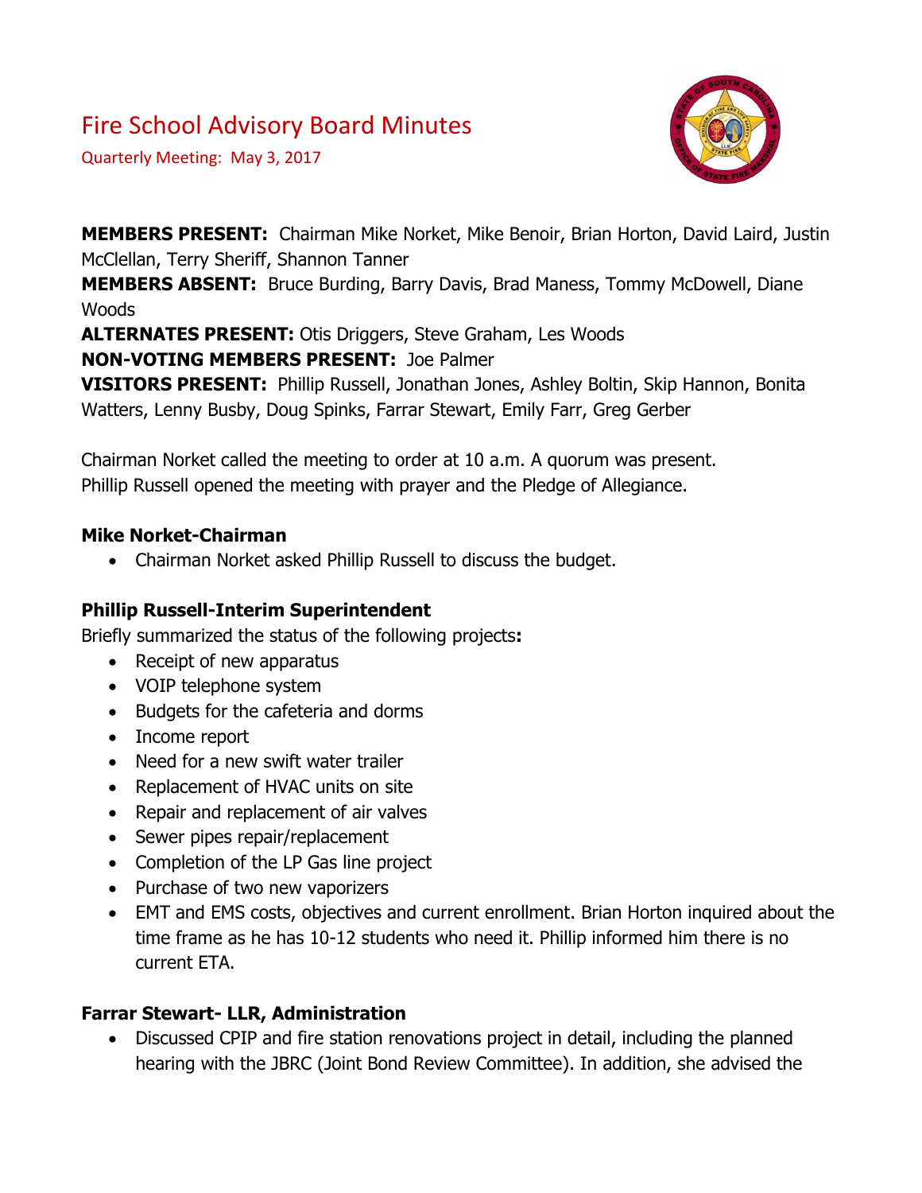# Fire School Advisory Board Minutes

Quarterly Meeting: May 3, 2017

**MEMBERS PRESENT:** Chairman Mike Norket, Mike Benoir, Brian Horton, David Laird, Justin McClellan, Terry Sheriff, Shannon Tanner
**MEMBERS ABSENT:** Bruce Burding, Barry Davis, Brad Maness, Tommy McDowell, Diane Woods
**ALTERNATES PRESENT:** Otis Driggers, Steve Graham, Les Woods
**NON-VOTING MEMBERS PRESENT:** Joe Palmer
**VISITORS PRESENT:** Phillip Russell, Jonathan Jones, Ashley Boltin, Skip Hannon, Bonita Watters, Lenny Busby, Doug Spinks, Farrar Stewart, Emily Farr, Greg Gerber

Chairman Norket called the meeting to order at 10 a.m. A quorum was present.
Phillip Russell opened the meeting with prayer and the Pledge of Allegiance.

**Mike Norket-Chairman**

- Chairman Norket asked Phillip Russell to discuss the budget.

**Phillip Russell-Interim Superintendent**

Briefly summarized the status of the following projects**:**

- Receipt of new apparatus
- VOIP telephone system
- Budgets for the cafeteria and dorms
- Income report
- Need for a new swift water trailer
- Replacement of HVAC units on site
- Repair and replacement of air valves
- Sewer pipes repair/replacement
- Completion of the LP Gas line project
- Purchase of two new vaporizers
- EMT and EMS costs, objectives and current enrollment. Brian Horton inquired about the time frame as he has 10-12 students who need it. Phillip informed him there is no current ETA.

**Farrar Stewart- LLR, Administration**

- Discussed CPIP and fire station renovations project in detail, including the planned hearing with the JBRC (Joint Bond Review Committee). In addition, she advised the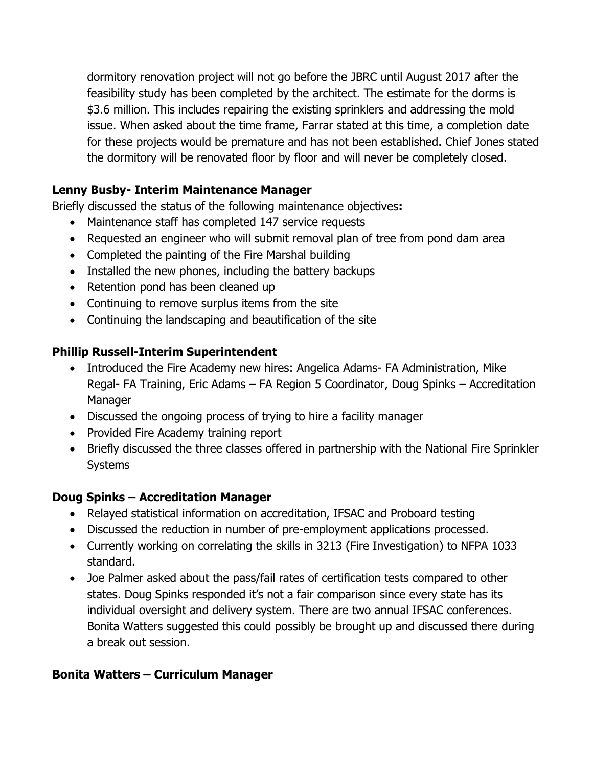dormitory renovation project will not go before the JBRC until August 2017 after the feasibility study has been completed by the architect. The estimate for the dorms is $3.6 million. This includes repairing the existing sprinklers and addressing the mold issue. When asked about the time frame, Farrar stated at this time, a completion date for these projects would be premature and has not been established. Chief Jones stated the dormitory will be renovated floor by floor and will never be completely closed.

**Lenny Busby- Interim Maintenance Manager**

Briefly discussed the status of the following maintenance objectives**:**

- Maintenance staff has completed 147 service requests
- Requested an engineer who will submit removal plan of tree from pond dam area
- Completed the painting of the Fire Marshal building
- Installed the new phones, including the battery backups
- Retention pond has been cleaned up
- Continuing to remove surplus items from the site
- Continuing the landscaping and beautification of the site

**Phillip Russell-Interim Superintendent**

- Introduced the Fire Academy new hires: Angelica Adams- FA Administration, Mike Regal- FA Training, Eric Adams – FA Region 5 Coordinator, Doug Spinks – Accreditation Manager
- Discussed the ongoing process of trying to hire a facility manager
- Provided Fire Academy training report
- Briefly discussed the three classes offered in partnership with the National Fire Sprinkler Systems

**Doug Spinks – Accreditation Manager**

- Relayed statistical information on accreditation, IFSAC and Proboard testing
- Discussed the reduction in number of pre-employment applications processed.
- Currently working on correlating the skills in 3213 (Fire Investigation) to NFPA 1033 standard.
- Joe Palmer asked about the pass/fail rates of certification tests compared to other states. Doug Spinks responded it's not a fair comparison since every state has its individual oversight and delivery system. There are two annual IFSAC conferences. Bonita Watters suggested this could possibly be brought up and discussed there during a break out session.

**Bonita Watters – Curriculum Manager**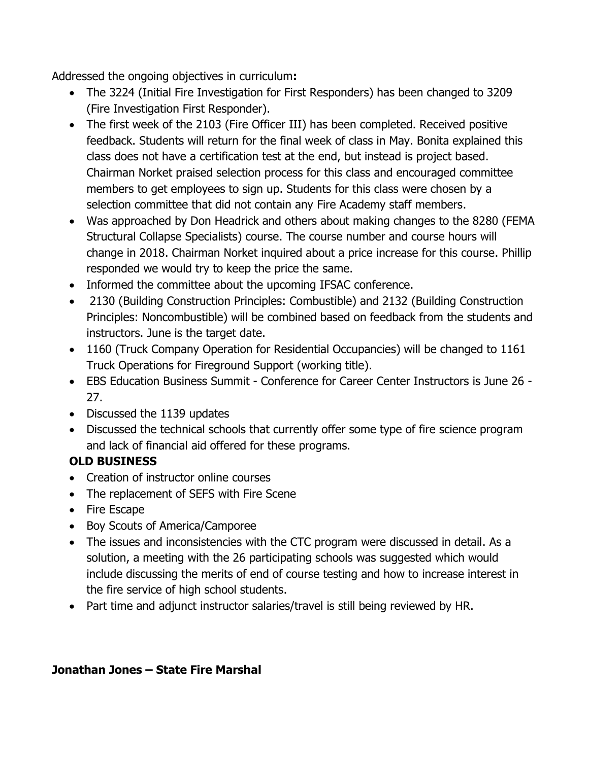Addressed the ongoing objectives in curriculum**:**

- The 3224 (Initial Fire Investigation for First Responders) has been changed to 3209 (Fire Investigation First Responder).
- The first week of the 2103 (Fire Officer III) has been completed. Received positive feedback. Students will return for the final week of class in May. Bonita explained this class does not have a certification test at the end, but instead is project based. Chairman Norket praised selection process for this class and encouraged committee members to get employees to sign up. Students for this class were chosen by a selection committee that did not contain any Fire Academy staff members.
- Was approached by Don Headrick and others about making changes to the 8280 (FEMA Structural Collapse Specialists) course. The course number and course hours will change in 2018. Chairman Norket inquired about a price increase for this course. Phillip responded we would try to keep the price the same.
- Informed the committee about the upcoming IFSAC conference.
- 2130 (Building Construction Principles: Combustible) and 2132 (Building Construction Principles: Noncombustible) will be combined based on feedback from the students and instructors. June is the target date.
- 1160 (Truck Company Operation for Residential Occupancies) will be changed to 1161 Truck Operations for Fireground Support (working title).
- EBS Education Business Summit - Conference for Career Center Instructors is June 26 - 27.
- Discussed the 1139 updates
- Discussed the technical schools that currently offer some type of fire science program and lack of financial aid offered for these programs.

**OLD BUSINESS**

- Creation of instructor online courses
- The replacement of SEFS with Fire Scene
- Fire Escape
- Boy Scouts of America/Camporee
- The issues and inconsistencies with the CTC program were discussed in detail. As a solution, a meeting with the 26 participating schools was suggested which would include discussing the merits of end of course testing and how to increase interest in the fire service of high school students.
- Part time and adjunct instructor salaries/travel is still being reviewed by HR.

**Jonathan Jones – State Fire Marshal**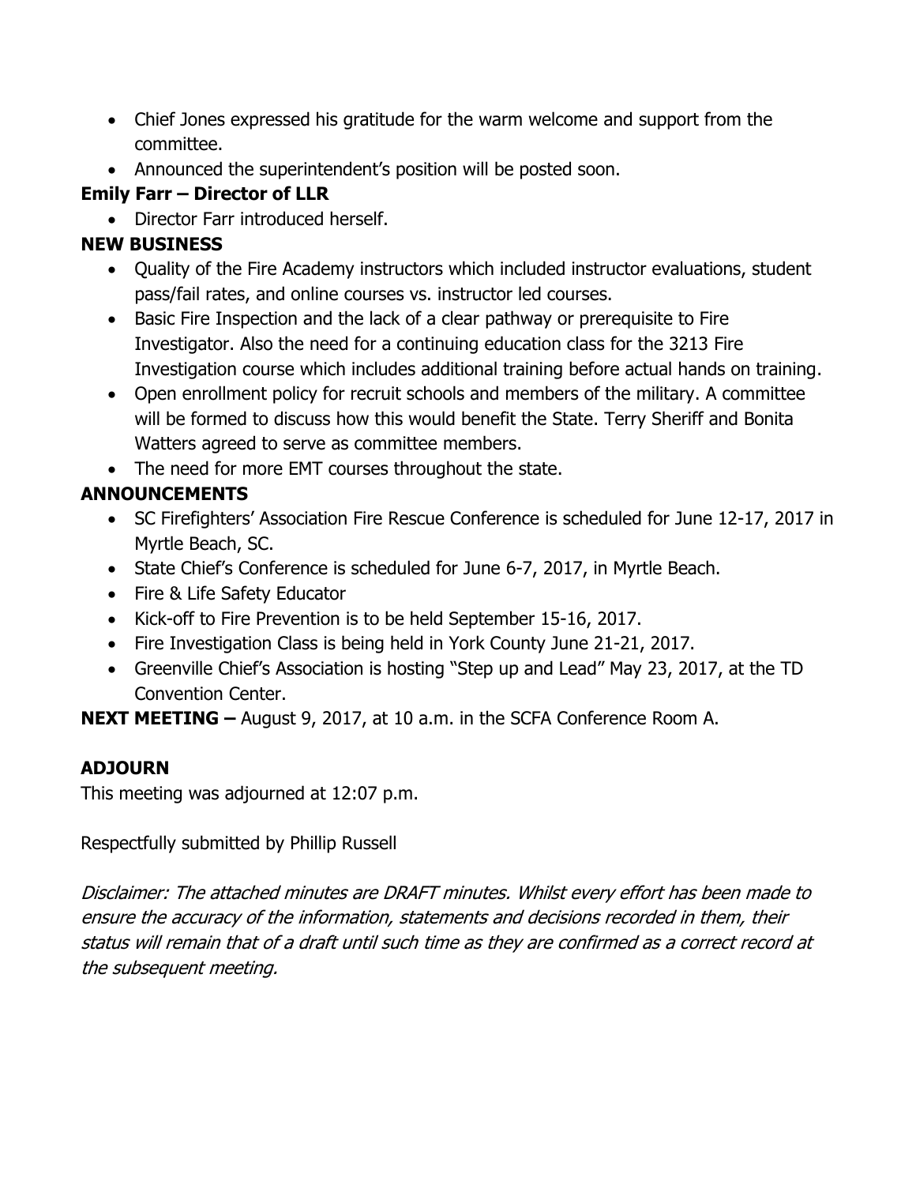- Chief Jones expressed his gratitude for the warm welcome and support from the committee.
- Announced the superintendent's position will be posted soon.

**Emily Farr – Director of LLR**

- Director Farr introduced herself.

**NEW BUSINESS**

- Quality of the Fire Academy instructors which included instructor evaluations, student pass/fail rates, and online courses vs. instructor led courses.
- Basic Fire Inspection and the lack of a clear pathway or prerequisite to Fire Investigator. Also the need for a continuing education class for the 3213 Fire Investigation course which includes additional training before actual hands on training.
- Open enrollment policy for recruit schools and members of the military. A committee will be formed to discuss how this would benefit the State. Terry Sheriff and Bonita Watters agreed to serve as committee members.
- The need for more EMT courses throughout the state.

**ANNOUNCEMENTS**

- SC Firefighters' Association Fire Rescue Conference is scheduled for June 12-17, 2017 in Myrtle Beach, SC.
- State Chief's Conference is scheduled for June 6-7, 2017, in Myrtle Beach.
- Fire & Life Safety Educator
- Kick-off to Fire Prevention is to be held September 15-16, 2017.
- Fire Investigation Class is being held in York County June 21-21, 2017.
- Greenville Chief's Association is hosting "Step up and Lead" May 23, 2017, at the TD Convention Center.

**NEXT MEETING –** August 9, 2017, at 10 a.m. in the SCFA Conference Room A.

**ADJOURN**

This meeting was adjourned at 12:07 p.m.

Respectfully submitted by Phillip Russell

*Disclaimer: The attached minutes are DRAFT minutes. Whilst every effort has been made to ensure the accuracy of the information, statements and decisions recorded in them, their status will remain that of a draft until such time as they are confirmed as a correct record at the subsequent meeting.*